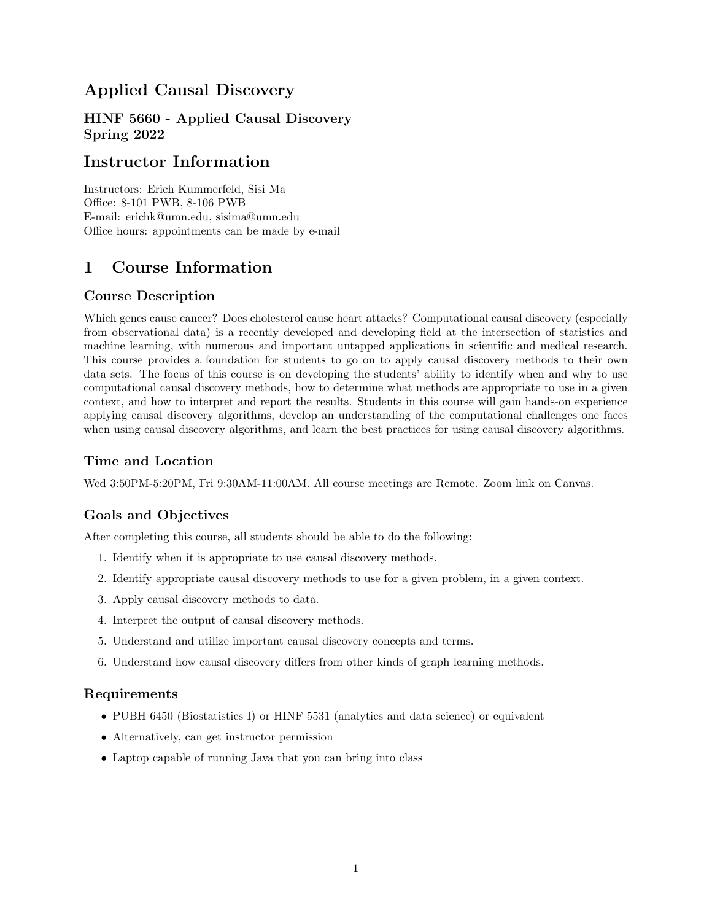# Applied Causal Discovery

### HINF 5660 - Applied Causal Discovery
### Spring 2022

# Instructor Information

Instructors: Erich Kummerfeld, Sisi Ma
Office: 8-101 PWB, 8-106 PWB
E-mail: erichk@umn.edu, sisima@umn.edu
Office hours: appointments can be made by e-mail

# 1 Course Information

## Course Description

Which genes cause cancer? Does cholesterol cause heart attacks? Computational causal discovery (especially from observational data) is a recently developed and developing field at the intersection of statistics and machine learning, with numerous and important untapped applications in scientific and medical research. This course provides a foundation for students to go on to apply causal discovery methods to their own data sets. The focus of this course is on developing the students' ability to identify when and why to use computational causal discovery methods, how to determine what methods are appropriate to use in a given context, and how to interpret and report the results. Students in this course will gain hands-on experience applying causal discovery algorithms, develop an understanding of the computational challenges one faces when using causal discovery algorithms, and learn the best practices for using causal discovery algorithms.

## Time and Location

Wed 3:50PM-5:20PM, Fri 9:30AM-11:00AM. All course meetings are Remote. Zoom link on Canvas.

## Goals and Objectives

After completing this course, all students should be able to do the following:

1. Identify when it is appropriate to use causal discovery methods.
2. Identify appropriate causal discovery methods to use for a given problem, in a given context.
3. Apply causal discovery methods to data.
4. Interpret the output of causal discovery methods.
5. Understand and utilize important causal discovery concepts and terms.
6. Understand how causal discovery differs from other kinds of graph learning methods.

## Requirements

- PUBH 6450 (Biostatistics I) or HINF 5531 (analytics and data science) or equivalent
- Alternatively, can get instructor permission
- Laptop capable of running Java that you can bring into class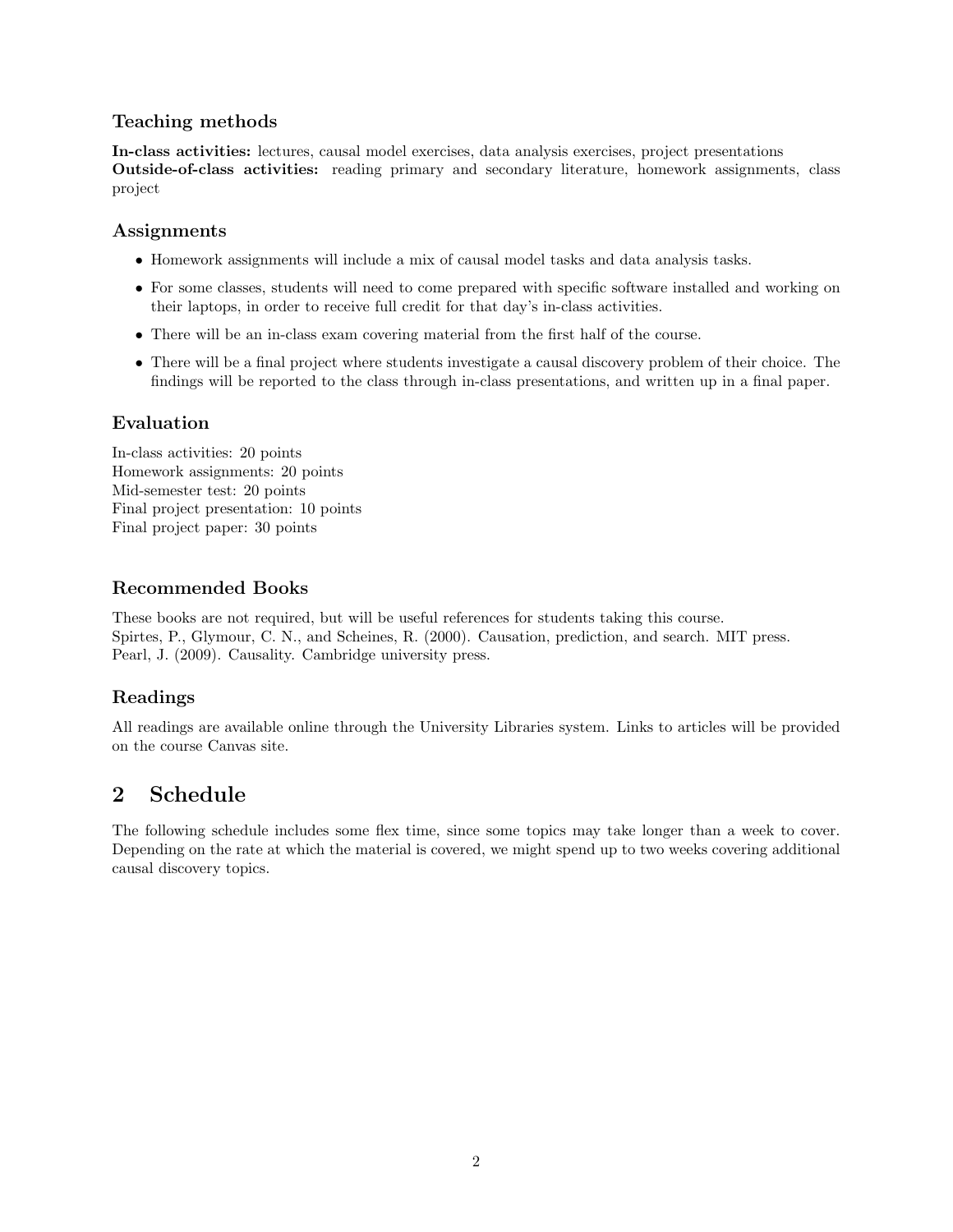### Teaching methods

**In-class activities:** lectures, causal model exercises, data analysis exercises, project presentations
**Outside-of-class activities:** reading primary and secondary literature, homework assignments, class project

### Assignments

- Homework assignments will include a mix of causal model tasks and data analysis tasks.
- For some classes, students will need to come prepared with specific software installed and working on their laptops, in order to receive full credit for that day's in-class activities.
- There will be an in-class exam covering material from the first half of the course.
- There will be a final project where students investigate a causal discovery problem of their choice. The findings will be reported to the class through in-class presentations, and written up in a final paper.

### Evaluation

In-class activities: 20 points
Homework assignments: 20 points
Mid-semester test: 20 points
Final project presentation: 10 points
Final project paper: 30 points

### Recommended Books

These books are not required, but will be useful references for students taking this course.
Spirtes, P., Glymour, C. N., and Scheines, R. (2000). Causation, prediction, and search. MIT press.
Pearl, J. (2009). Causality. Cambridge university press.

### Readings

All readings are available online through the University Libraries system. Links to articles will be provided on the course Canvas site.

## 2 Schedule

The following schedule includes some flex time, since some topics may take longer than a week to cover. Depending on the rate at which the material is covered, we might spend up to two weeks covering additional causal discovery topics.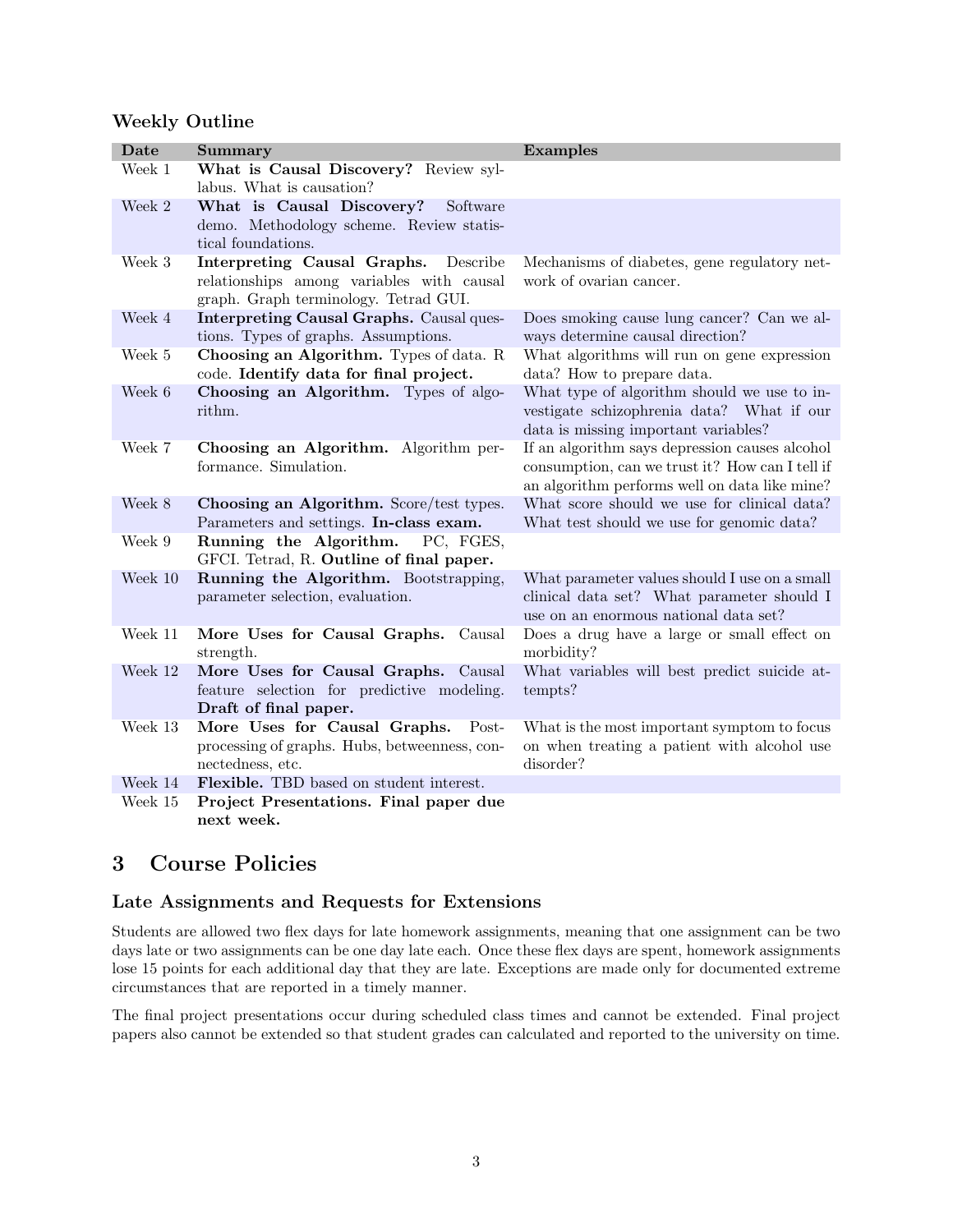### Weekly Outline

| Date | Summary | Examples |
|---|---|---|
| Week 1 | **What is Causal Discovery?** Review syllabus. What is causation? | |
| Week 2 | **What is Causal Discovery?** Software demo. Methodology scheme. Review statistical foundations. | |
| Week 3 | **Interpreting Causal Graphs.** Describe relationships among variables with causal graph. Graph terminology. Tetrad GUI. | Mechanisms of diabetes, gene regulatory network of ovarian cancer. |
| Week 4 | **Interpreting Causal Graphs.** Causal questions. Types of graphs. Assumptions. | Does smoking cause lung cancer? Can we always determine causal direction? |
| Week 5 | **Choosing an Algorithm.** Types of data. R code. **Identify data for final project.** | What algorithms will run on gene expression data? How to prepare data. |
| Week 6 | **Choosing an Algorithm.** Types of algorithm. | What type of algorithm should we use to investigate schizophrenia data? What if our data is missing important variables? |
| Week 7 | **Choosing an Algorithm.** Algorithm performance. Simulation. | If an algorithm says depression causes alcohol consumption, can we trust it? How can I tell if an algorithm performs well on data like mine? |
| Week 8 | **Choosing an Algorithm.** Score/test types. Parameters and settings. **In-class exam.** | What score should we use for clinical data? What test should we use for genomic data? |
| Week 9 | **Running the Algorithm.** PC, FGES, GFCI. Tetrad, R. **Outline of final paper.** | |
| Week 10 | **Running the Algorithm.** Bootstrapping, parameter selection, evaluation. | What parameter values should I use on a small clinical data set? What parameter should I use on an enormous national data set? |
| Week 11 | **More Uses for Causal Graphs.** Causal strength. | Does a drug have a large or small effect on morbidity? |
| Week 12 | **More Uses for Causal Graphs.** Causal feature selection for predictive modeling. **Draft of final paper.** | What variables will best predict suicide attempts? |
| Week 13 | **More Uses for Causal Graphs.** Post-processing of graphs. Hubs, betweenness, connectedness, etc. | What is the most important symptom to focus on when treating a patient with alcohol use disorder? |
| Week 14 | **Flexible.** TBD based on student interest. | |
| Week 15 | **Project Presentations. Final paper due next week.** | |

## 3 Course Policies

### Late Assignments and Requests for Extensions

Students are allowed two flex days for late homework assignments, meaning that one assignment can be two days late or two assignments can be one day late each. Once these flex days are spent, homework assignments lose 15 points for each additional day that they are late. Exceptions are made only for documented extreme circumstances that are reported in a timely manner.

The final project presentations occur during scheduled class times and cannot be extended. Final project papers also cannot be extended so that student grades can calculated and reported to the university on time.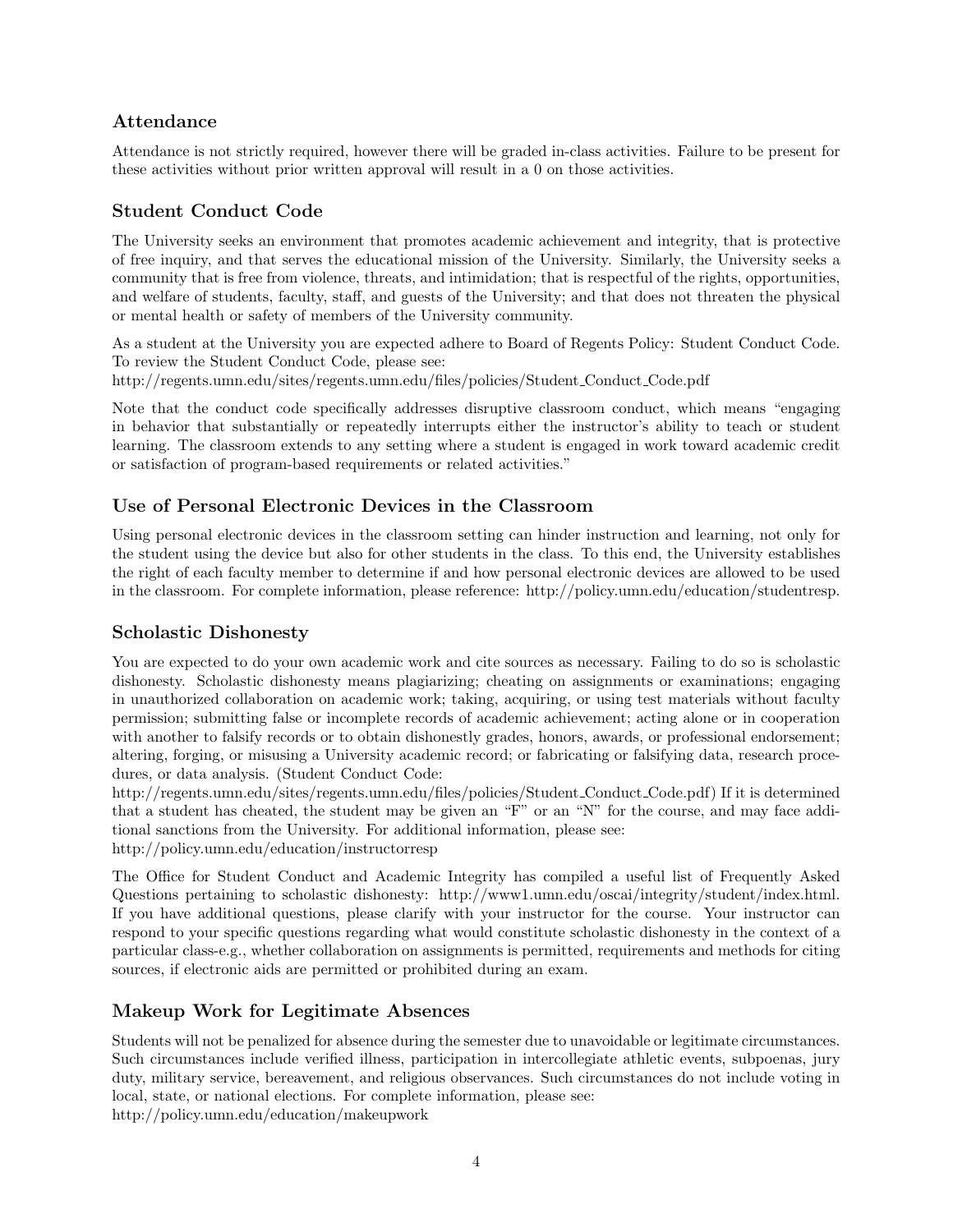## Attendance

Attendance is not strictly required, however there will be graded in-class activities. Failure to be present for these activities without prior written approval will result in a 0 on those activities.

## Student Conduct Code

The University seeks an environment that promotes academic achievement and integrity, that is protective of free inquiry, and that serves the educational mission of the University. Similarly, the University seeks a community that is free from violence, threats, and intimidation; that is respectful of the rights, opportunities, and welfare of students, faculty, staff, and guests of the University; and that does not threaten the physical or mental health or safety of members of the University community.

As a student at the University you are expected adhere to Board of Regents Policy: Student Conduct Code. To review the Student Conduct Code, please see:
http://regents.umn.edu/sites/regents.umn.edu/files/policies/Student_Conduct_Code.pdf

Note that the conduct code specifically addresses disruptive classroom conduct, which means "engaging in behavior that substantially or repeatedly interrupts either the instructor's ability to teach or student learning. The classroom extends to any setting where a student is engaged in work toward academic credit or satisfaction of program-based requirements or related activities."

## Use of Personal Electronic Devices in the Classroom

Using personal electronic devices in the classroom setting can hinder instruction and learning, not only for the student using the device but also for other students in the class. To this end, the University establishes the right of each faculty member to determine if and how personal electronic devices are allowed to be used in the classroom. For complete information, please reference: http://policy.umn.edu/education/studentresp.

## Scholastic Dishonesty

You are expected to do your own academic work and cite sources as necessary. Failing to do so is scholastic dishonesty. Scholastic dishonesty means plagiarizing; cheating on assignments or examinations; engaging in unauthorized collaboration on academic work; taking, acquiring, or using test materials without faculty permission; submitting false or incomplete records of academic achievement; acting alone or in cooperation with another to falsify records or to obtain dishonestly grades, honors, awards, or professional endorsement; altering, forging, or misusing a University academic record; or fabricating or falsifying data, research procedures, or data analysis. (Student Conduct Code:
http://regents.umn.edu/sites/regents.umn.edu/files/policies/Student_Conduct_Code.pdf) If it is determined that a student has cheated, the student may be given an "F" or an "N" for the course, and may face additional sanctions from the University. For additional information, please see:
http://policy.umn.edu/education/instructorresp

The Office for Student Conduct and Academic Integrity has compiled a useful list of Frequently Asked Questions pertaining to scholastic dishonesty: http://www1.umn.edu/oscai/integrity/student/index.html. If you have additional questions, please clarify with your instructor for the course. Your instructor can respond to your specific questions regarding what would constitute scholastic dishonesty in the context of a particular class-e.g., whether collaboration on assignments is permitted, requirements and methods for citing sources, if electronic aids are permitted or prohibited during an exam.

## Makeup Work for Legitimate Absences

Students will not be penalized for absence during the semester due to unavoidable or legitimate circumstances. Such circumstances include verified illness, participation in intercollegiate athletic events, subpoenas, jury duty, military service, bereavement, and religious observances. Such circumstances do not include voting in local, state, or national elections. For complete information, please see:
http://policy.umn.edu/education/makeupwork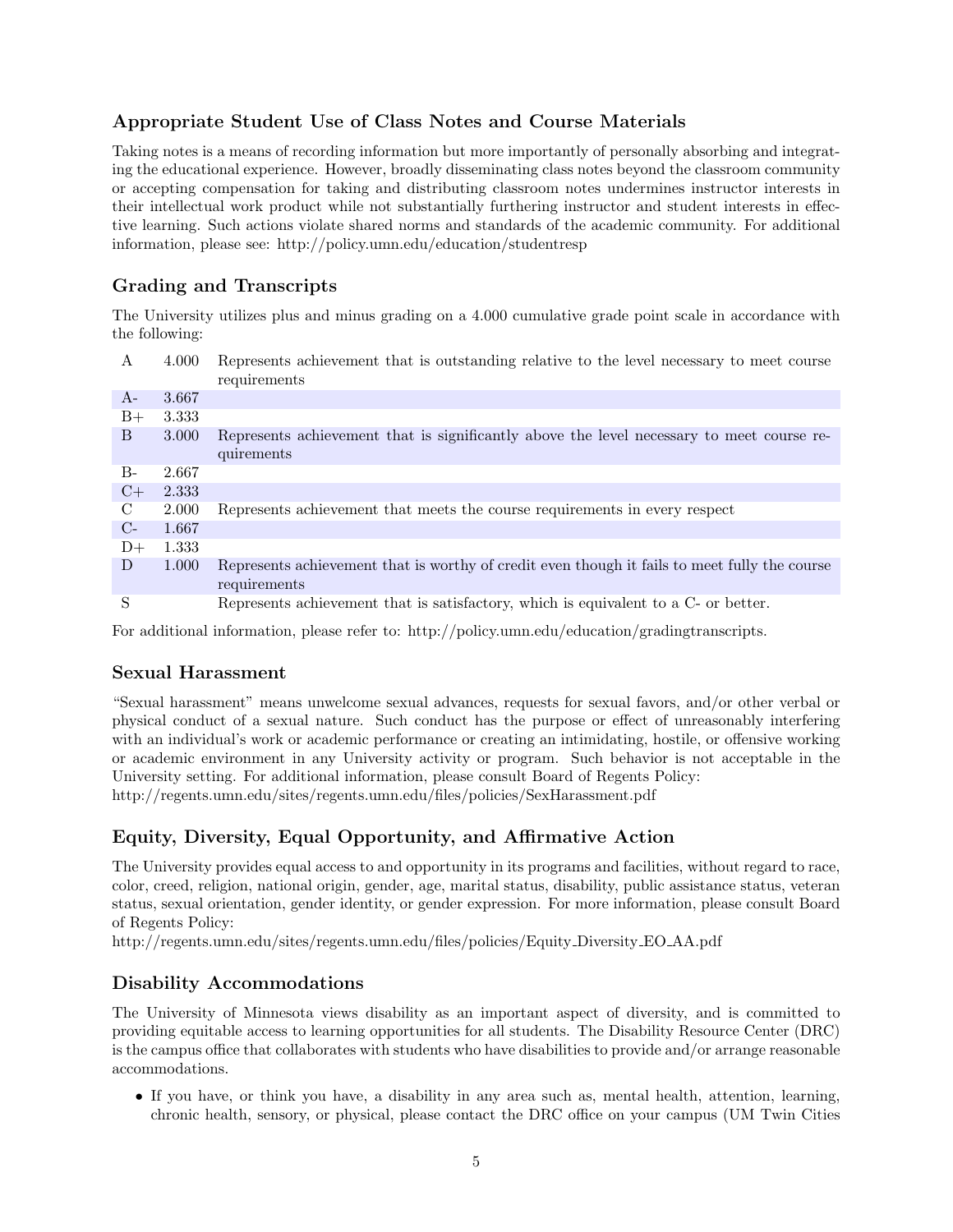### Appropriate Student Use of Class Notes and Course Materials

Taking notes is a means of recording information but more importantly of personally absorbing and integrating the educational experience. However, broadly disseminating class notes beyond the classroom community or accepting compensation for taking and distributing classroom notes undermines instructor interests in their intellectual work product while not substantially furthering instructor and student interests in effective learning. Such actions violate shared norms and standards of the academic community. For additional information, please see: http://policy.umn.edu/education/studentresp

### Grading and Transcripts

The University utilizes plus and minus grading on a 4.000 cumulative grade point scale in accordance with the following:

| | | |
|---|---|---|
| A | 4.000 | Represents achievement that is outstanding relative to the level necessary to meet course requirements |
| A- | 3.667 | |
| B+ | 3.333 | |
| B | 3.000 | Represents achievement that is significantly above the level necessary to meet course requirements |
| B- | 2.667 | |
| C+ | 2.333 | |
| C | 2.000 | Represents achievement that meets the course requirements in every respect |
| C- | 1.667 | |
| D+ | 1.333 | |
| D | 1.000 | Represents achievement that is worthy of credit even though it fails to meet fully the course requirements |
| S | | Represents achievement that is satisfactory, which is equivalent to a C- or better. |

For additional information, please refer to: http://policy.umn.edu/education/gradingtranscripts.

### Sexual Harassment

"Sexual harassment" means unwelcome sexual advances, requests for sexual favors, and/or other verbal or physical conduct of a sexual nature. Such conduct has the purpose or effect of unreasonably interfering with an individual's work or academic performance or creating an intimidating, hostile, or offensive working or academic environment in any University activity or program. Such behavior is not acceptable in the University setting. For additional information, please consult Board of Regents Policy:
http://regents.umn.edu/sites/regents.umn.edu/files/policies/SexHarassment.pdf

### Equity, Diversity, Equal Opportunity, and Affirmative Action

The University provides equal access to and opportunity in its programs and facilities, without regard to race, color, creed, religion, national origin, gender, age, marital status, disability, public assistance status, veteran status, sexual orientation, gender identity, or gender expression. For more information, please consult Board of Regents Policy:
http://regents.umn.edu/sites/regents.umn.edu/files/policies/Equity_Diversity_EO_AA.pdf

### Disability Accommodations

The University of Minnesota views disability as an important aspect of diversity, and is committed to providing equitable access to learning opportunities for all students. The Disability Resource Center (DRC) is the campus office that collaborates with students who have disabilities to provide and/or arrange reasonable accommodations.

- If you have, or think you have, a disability in any area such as, mental health, attention, learning, chronic health, sensory, or physical, please contact the DRC office on your campus (UM Twin Cities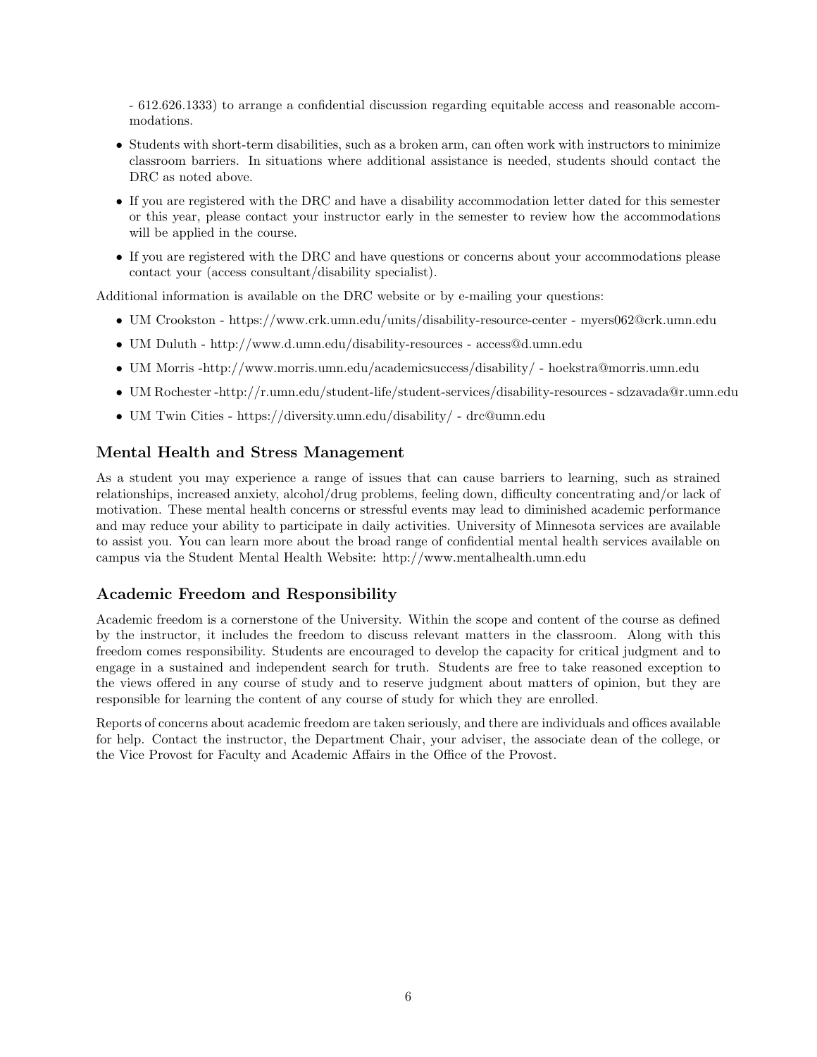- 612.626.1333) to arrange a confidential discussion regarding equitable access and reasonable accommodations.

- Students with short-term disabilities, such as a broken arm, can often work with instructors to minimize classroom barriers. In situations where additional assistance is needed, students should contact the DRC as noted above.
- If you are registered with the DRC and have a disability accommodation letter dated for this semester or this year, please contact your instructor early in the semester to review how the accommodations will be applied in the course.
- If you are registered with the DRC and have questions or concerns about your accommodations please contact your (access consultant/disability specialist).

Additional information is available on the DRC website or by e-mailing your questions:

- UM Crookston - https://www.crk.umn.edu/units/disability-resource-center - myers062@crk.umn.edu
- UM Duluth - http://www.d.umn.edu/disability-resources - access@d.umn.edu
- UM Morris -http://www.morris.umn.edu/academicsuccess/disability/ - hoekstra@morris.umn.edu
- UM Rochester -http://r.umn.edu/student-life/student-services/disability-resources - sdzavada@r.umn.edu
- UM Twin Cities - https://diversity.umn.edu/disability/ - drc@umn.edu

## Mental Health and Stress Management

As a student you may experience a range of issues that can cause barriers to learning, such as strained relationships, increased anxiety, alcohol/drug problems, feeling down, difficulty concentrating and/or lack of motivation. These mental health concerns or stressful events may lead to diminished academic performance and may reduce your ability to participate in daily activities. University of Minnesota services are available to assist you. You can learn more about the broad range of confidential mental health services available on campus via the Student Mental Health Website: http://www.mentalhealth.umn.edu

## Academic Freedom and Responsibility

Academic freedom is a cornerstone of the University. Within the scope and content of the course as defined by the instructor, it includes the freedom to discuss relevant matters in the classroom. Along with this freedom comes responsibility. Students are encouraged to develop the capacity for critical judgment and to engage in a sustained and independent search for truth. Students are free to take reasoned exception to the views offered in any course of study and to reserve judgment about matters of opinion, but they are responsible for learning the content of any course of study for which they are enrolled.

Reports of concerns about academic freedom are taken seriously, and there are individuals and offices available for help. Contact the instructor, the Department Chair, your adviser, the associate dean of the college, or the Vice Provost for Faculty and Academic Affairs in the Office of the Provost.